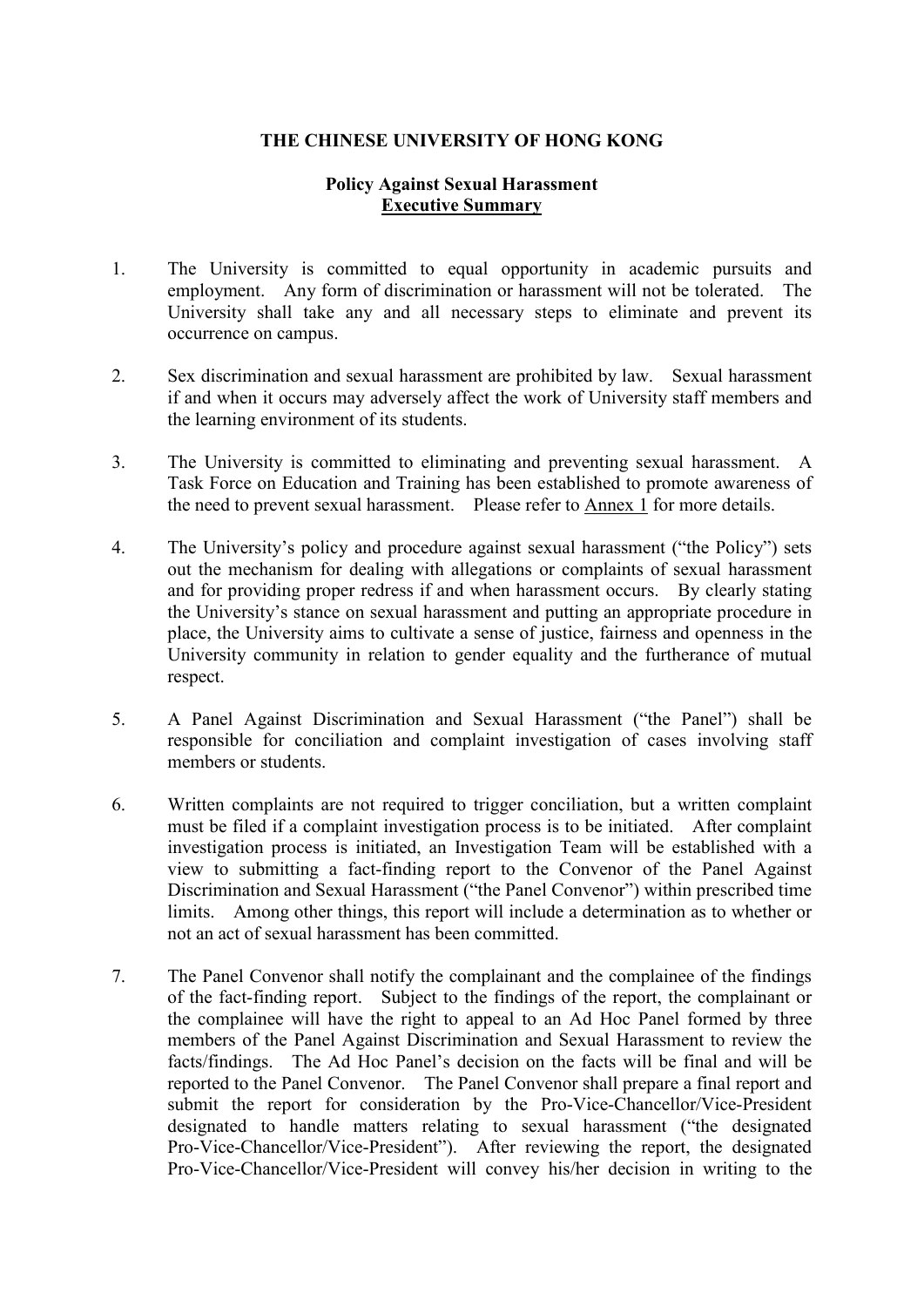**THE CHINESE UNIVERSITY OF HONG KONG**

**Policy Against Sexual Harassment**
**<u>Executive Summary</u>**

1. The University is committed to equal opportunity in academic pursuits and employment. Any form of discrimination or harassment will not be tolerated. The University shall take any and all necessary steps to eliminate and prevent its occurrence on campus.

2. Sex discrimination and sexual harassment are prohibited by law. Sexual harassment if and when it occurs may adversely affect the work of University staff members and the learning environment of its students.

3. The University is committed to eliminating and preventing sexual harassment. A Task Force on Education and Training has been established to promote awareness of the need to prevent sexual harassment. Please refer to <u>Annex 1</u> for more details.

4. The University's policy and procedure against sexual harassment ("the Policy") sets out the mechanism for dealing with allegations or complaints of sexual harassment and for providing proper redress if and when harassment occurs. By clearly stating the University's stance on sexual harassment and putting an appropriate procedure in place, the University aims to cultivate a sense of justice, fairness and openness in the University community in relation to gender equality and the furtherance of mutual respect.

5. A Panel Against Discrimination and Sexual Harassment ("the Panel") shall be responsible for conciliation and complaint investigation of cases involving staff members or students.

6. Written complaints are not required to trigger conciliation, but a written complaint must be filed if a complaint investigation process is to be initiated. After complaint investigation process is initiated, an Investigation Team will be established with a view to submitting a fact-finding report to the Convenor of the Panel Against Discrimination and Sexual Harassment ("the Panel Convenor") within prescribed time limits. Among other things, this report will include a determination as to whether or not an act of sexual harassment has been committed.

7. The Panel Convenor shall notify the complainant and the complainee of the findings of the fact-finding report. Subject to the findings of the report, the complainant or the complainee will have the right to appeal to an Ad Hoc Panel formed by three members of the Panel Against Discrimination and Sexual Harassment to review the facts/findings. The Ad Hoc Panel's decision on the facts will be final and will be reported to the Panel Convenor. The Panel Convenor shall prepare a final report and submit the report for consideration by the Pro-Vice-Chancellor/Vice-President designated to handle matters relating to sexual harassment ("the designated Pro-Vice-Chancellor/Vice-President"). After reviewing the report, the designated Pro-Vice-Chancellor/Vice-President will convey his/her decision in writing to the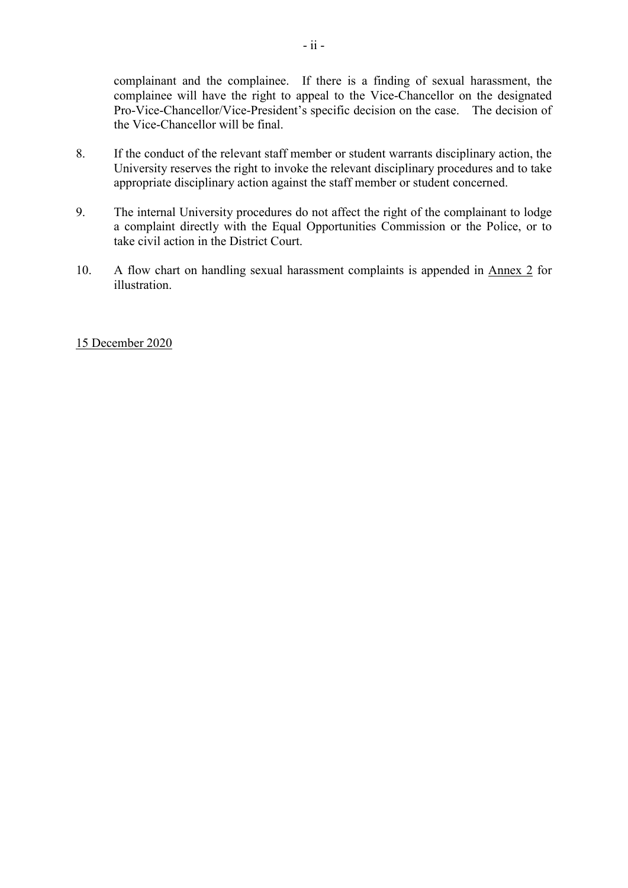complainant and the complainee. If there is a finding of sexual harassment, the complainee will have the right to appeal to the Vice-Chancellor on the designated Pro-Vice-Chancellor/Vice-President's specific decision on the case. The decision of the Vice-Chancellor will be final.

8. If the conduct of the relevant staff member or student warrants disciplinary action, the University reserves the right to invoke the relevant disciplinary procedures and to take appropriate disciplinary action against the staff member or student concerned.

9. The internal University procedures do not affect the right of the complainant to lodge a complaint directly with the Equal Opportunities Commission or the Police, or to take civil action in the District Court.

10. A flow chart on handling sexual harassment complaints is appended in Annex 2 for illustration.

15 December 2020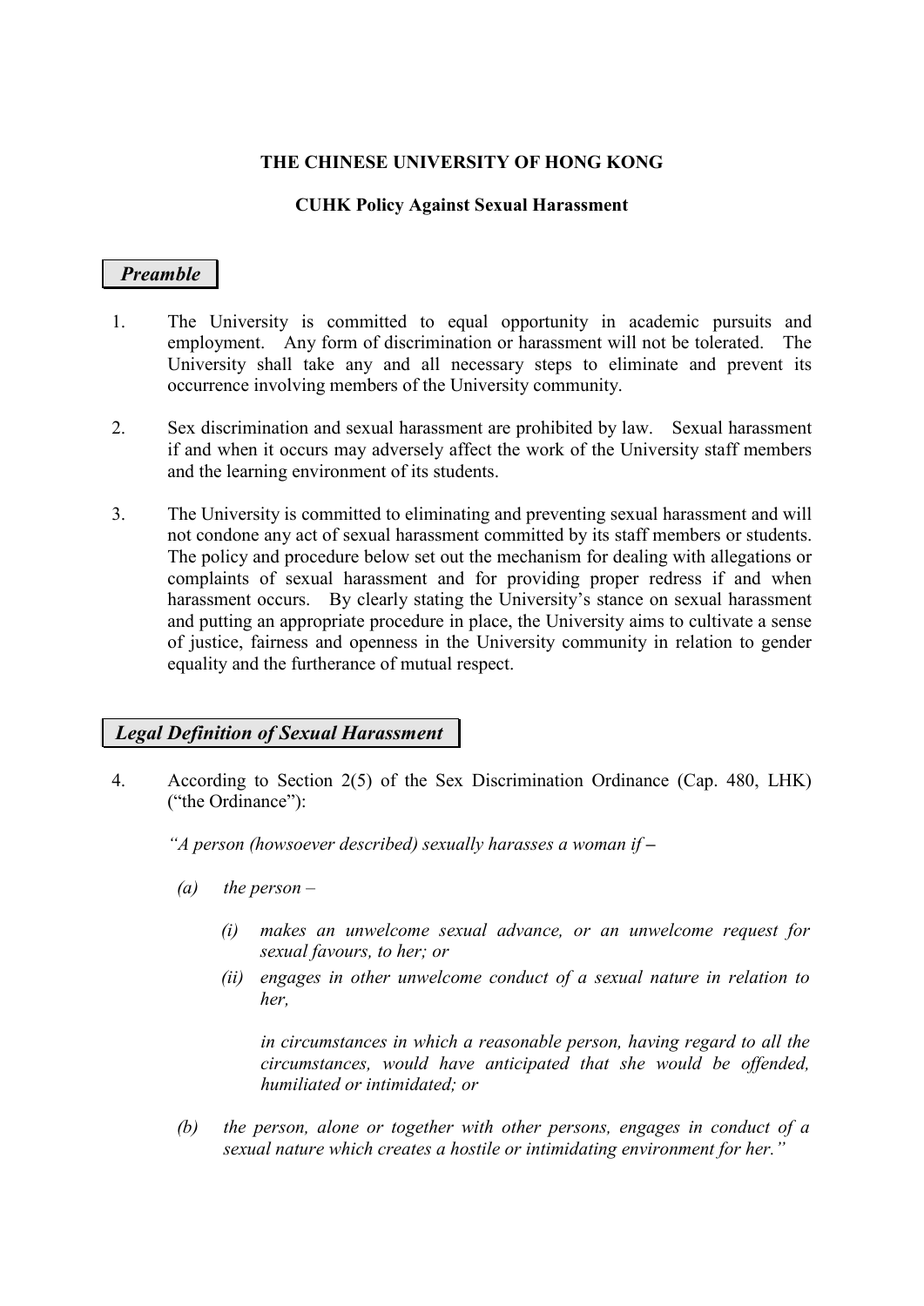**THE CHINESE UNIVERSITY OF HONG KONG**

**CUHK Policy Against Sexual Harassment**

## *Preamble*

1. The University is committed to equal opportunity in academic pursuits and employment. Any form of discrimination or harassment will not be tolerated. The University shall take any and all necessary steps to eliminate and prevent its occurrence involving members of the University community.

2. Sex discrimination and sexual harassment are prohibited by law. Sexual harassment if and when it occurs may adversely affect the work of the University staff members and the learning environment of its students.

3. The University is committed to eliminating and preventing sexual harassment and will not condone any act of sexual harassment committed by its staff members or students. The policy and procedure below set out the mechanism for dealing with allegations or complaints of sexual harassment and for providing proper redress if and when harassment occurs. By clearly stating the University's stance on sexual harassment and putting an appropriate procedure in place, the University aims to cultivate a sense of justice, fairness and openness in the University community in relation to gender equality and the furtherance of mutual respect.

## *Legal Definition of Sexual Harassment*

4. According to Section 2(5) of the Sex Discrimination Ordinance (Cap. 480, LHK) ("the Ordinance"):

   *"A person (howsoever described) sexually harasses a woman if –*

   *(a) the person –*

   *(i) makes an unwelcome sexual advance, or an unwelcome request for sexual favours, to her; or*

   *(ii) engages in other unwelcome conduct of a sexual nature in relation to her,*

   *in circumstances in which a reasonable person, having regard to all the circumstances, would have anticipated that she would be offended, humiliated or intimidated; or*

   *(b) the person, alone or together with other persons, engages in conduct of a sexual nature which creates a hostile or intimidating environment for her."*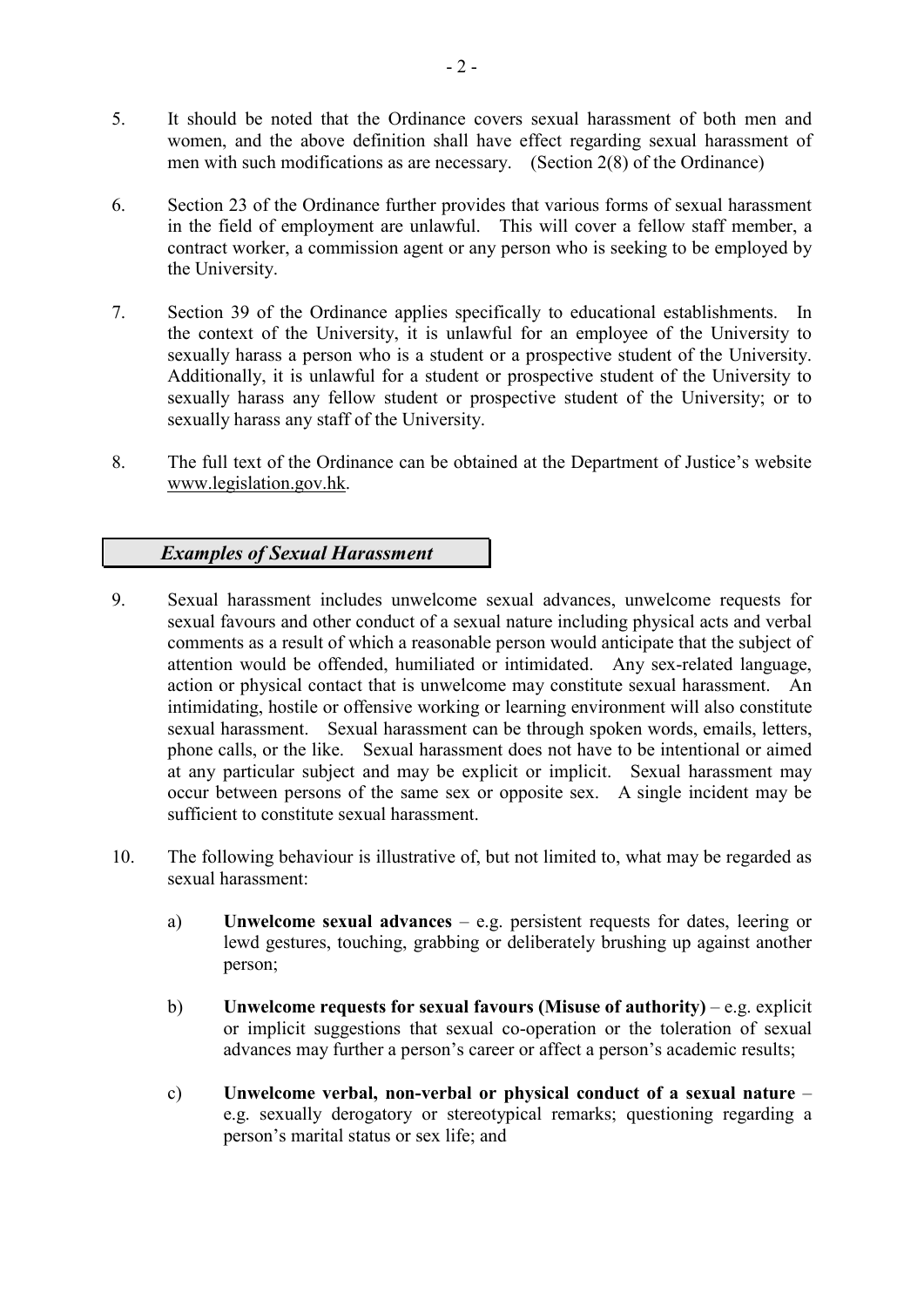5. It should be noted that the Ordinance covers sexual harassment of both men and women, and the above definition shall have effect regarding sexual harassment of men with such modifications as are necessary. (Section 2(8) of the Ordinance)

6. Section 23 of the Ordinance further provides that various forms of sexual harassment in the field of employment are unlawful. This will cover a fellow staff member, a contract worker, a commission agent or any person who is seeking to be employed by the University.

7. Section 39 of the Ordinance applies specifically to educational establishments. In the context of the University, it is unlawful for an employee of the University to sexually harass a person who is a student or a prospective student of the University. Additionally, it is unlawful for a student or prospective student of the University to sexually harass any fellow student or prospective student of the University; or to sexually harass any staff of the University.

8. The full text of the Ordinance can be obtained at the Department of Justice's website www.legislation.gov.hk.

## *Examples of Sexual Harassment*

9. Sexual harassment includes unwelcome sexual advances, unwelcome requests for sexual favours and other conduct of a sexual nature including physical acts and verbal comments as a result of which a reasonable person would anticipate that the subject of attention would be offended, humiliated or intimidated. Any sex-related language, action or physical contact that is unwelcome may constitute sexual harassment. An intimidating, hostile or offensive working or learning environment will also constitute sexual harassment. Sexual harassment can be through spoken words, emails, letters, phone calls, or the like. Sexual harassment does not have to be intentional or aimed at any particular subject and may be explicit or implicit. Sexual harassment may occur between persons of the same sex or opposite sex. A single incident may be sufficient to constitute sexual harassment.

10. The following behaviour is illustrative of, but not limited to, what may be regarded as sexual harassment:

    a) **Unwelcome sexual advances** – e.g. persistent requests for dates, leering or lewd gestures, touching, grabbing or deliberately brushing up against another person;

    b) **Unwelcome requests for sexual favours (Misuse of authority)** – e.g. explicit or implicit suggestions that sexual co-operation or the toleration of sexual advances may further a person's career or affect a person's academic results;

    c) **Unwelcome verbal, non-verbal or physical conduct of a sexual nature** – e.g. sexually derogatory or stereotypical remarks; questioning regarding a person's marital status or sex life; and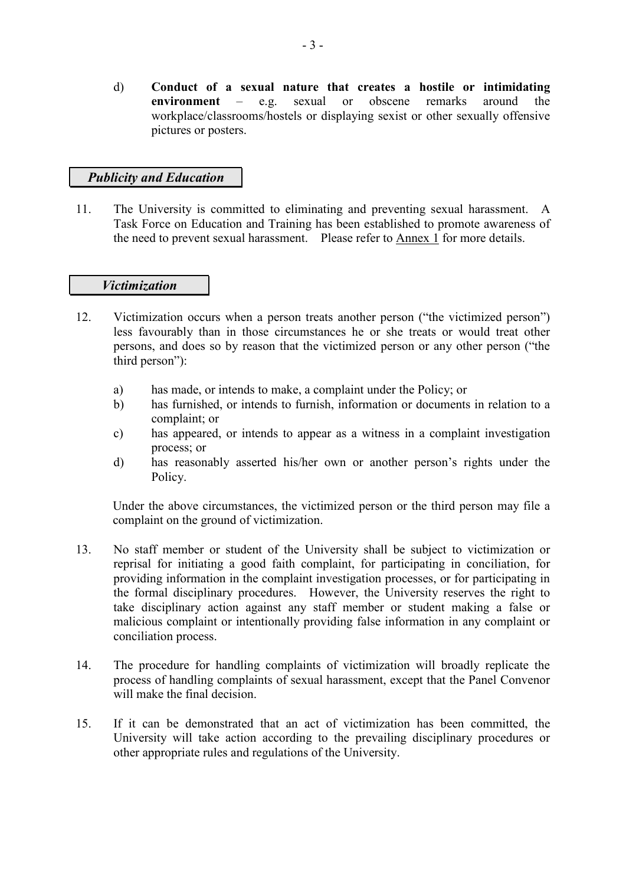d) **Conduct of a sexual nature that creates a hostile or intimidating environment** – e.g. sexual or obscene remarks around the workplace/classrooms/hostels or displaying sexist or other sexually offensive pictures or posters.

### *Publicity and Education*

11. The University is committed to eliminating and preventing sexual harassment. A Task Force on Education and Training has been established to promote awareness of the need to prevent sexual harassment. Please refer to Annex 1 for more details.

### *Victimization*

12. Victimization occurs when a person treats another person ("the victimized person") less favourably than in those circumstances he or she treats or would treat other persons, and does so by reason that the victimized person or any other person ("the third person"):

    a) has made, or intends to make, a complaint under the Policy; or
    b) has furnished, or intends to furnish, information or documents in relation to a complaint; or
    c) has appeared, or intends to appear as a witness in a complaint investigation process; or
    d) has reasonably asserted his/her own or another person's rights under the Policy.

    Under the above circumstances, the victimized person or the third person may file a complaint on the ground of victimization.

13. No staff member or student of the University shall be subject to victimization or reprisal for initiating a good faith complaint, for participating in conciliation, for providing information in the complaint investigation processes, or for participating in the formal disciplinary procedures. However, the University reserves the right to take disciplinary action against any staff member or student making a false or malicious complaint or intentionally providing false information in any complaint or conciliation process.

14. The procedure for handling complaints of victimization will broadly replicate the process of handling complaints of sexual harassment, except that the Panel Convenor will make the final decision.

15. If it can be demonstrated that an act of victimization has been committed, the University will take action according to the prevailing disciplinary procedures or other appropriate rules and regulations of the University.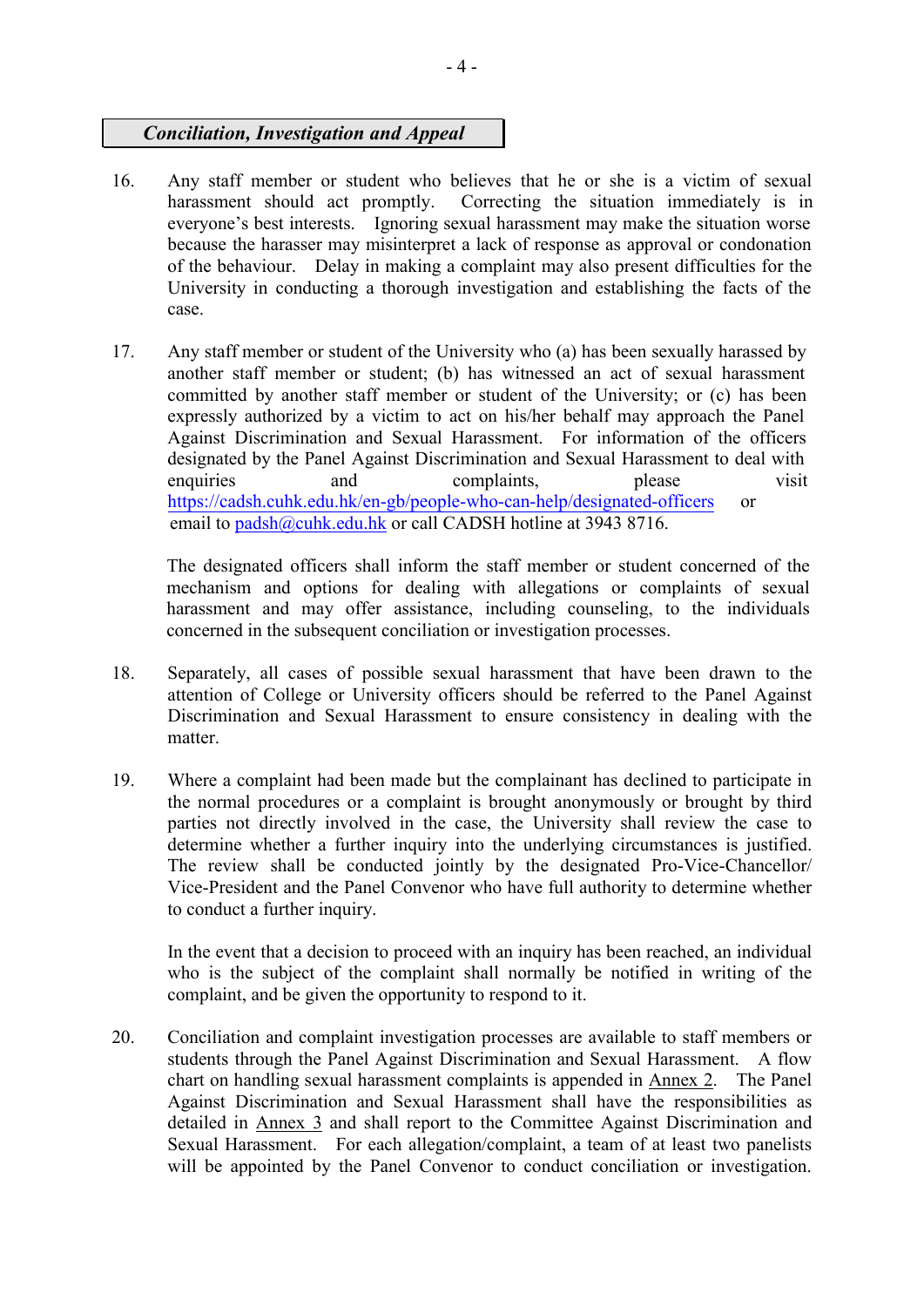### ***Conciliation, Investigation and Appeal***

16. Any staff member or student who believes that he or she is a victim of sexual harassment should act promptly. Correcting the situation immediately is in everyone's best interests. Ignoring sexual harassment may make the situation worse because the harasser may misinterpret a lack of response as approval or condonation of the behaviour. Delay in making a complaint may also present difficulties for the University in conducting a thorough investigation and establishing the facts of the case.

17. Any staff member or student of the University who (a) has been sexually harassed by another staff member or student; (b) has witnessed an act of sexual harassment committed by another staff member or student of the University; or (c) has been expressly authorized by a victim to act on his/her behalf may approach the Panel Against Discrimination and Sexual Harassment. For information of the officers designated by the Panel Against Discrimination and Sexual Harassment to deal with enquiries and complaints, please visit https://cadsh.cuhk.edu.hk/en-gb/people-who-can-help/designated-officers or email to padsh@cuhk.edu.hk or call CADSH hotline at 3943 8716.

    The designated officers shall inform the staff member or student concerned of the mechanism and options for dealing with allegations or complaints of sexual harassment and may offer assistance, including counseling, to the individuals concerned in the subsequent conciliation or investigation processes.

18. Separately, all cases of possible sexual harassment that have been drawn to the attention of College or University officers should be referred to the Panel Against Discrimination and Sexual Harassment to ensure consistency in dealing with the matter.

19. Where a complaint had been made but the complainant has declined to participate in the normal procedures or a complaint is brought anonymously or brought by third parties not directly involved in the case, the University shall review the case to determine whether a further inquiry into the underlying circumstances is justified. The review shall be conducted jointly by the designated Pro-Vice-Chancellor/ Vice-President and the Panel Convenor who have full authority to determine whether to conduct a further inquiry.

    In the event that a decision to proceed with an inquiry has been reached, an individual who is the subject of the complaint shall normally be notified in writing of the complaint, and be given the opportunity to respond to it.

20. Conciliation and complaint investigation processes are available to staff members or students through the Panel Against Discrimination and Sexual Harassment. A flow chart on handling sexual harassment complaints is appended in Annex 2. The Panel Against Discrimination and Sexual Harassment shall have the responsibilities as detailed in Annex 3 and shall report to the Committee Against Discrimination and Sexual Harassment. For each allegation/complaint, a team of at least two panelists will be appointed by the Panel Convenor to conduct conciliation or investigation.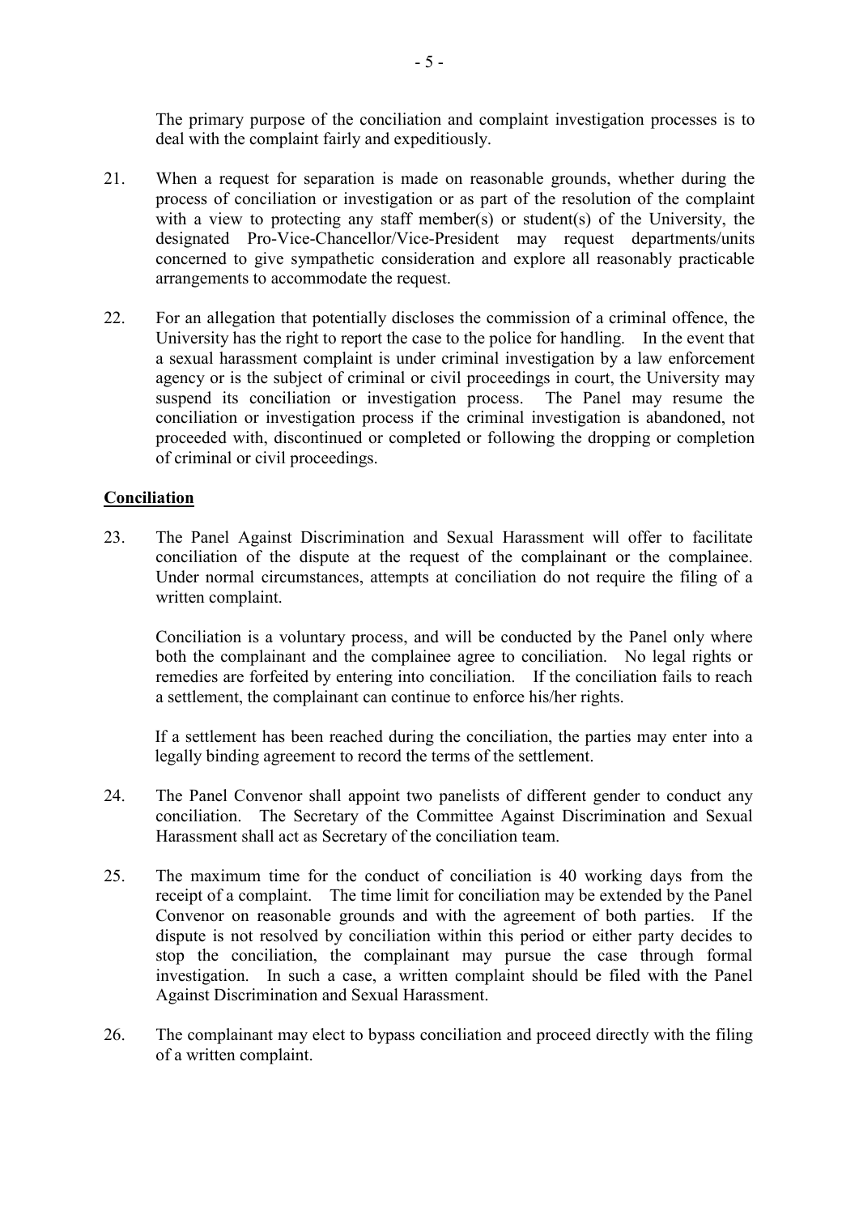The primary purpose of the conciliation and complaint investigation processes is to deal with the complaint fairly and expeditiously.

21. When a request for separation is made on reasonable grounds, whether during the process of conciliation or investigation or as part of the resolution of the complaint with a view to protecting any staff member(s) or student(s) of the University, the designated Pro-Vice-Chancellor/Vice-President may request departments/units concerned to give sympathetic consideration and explore all reasonably practicable arrangements to accommodate the request.

22. For an allegation that potentially discloses the commission of a criminal offence, the University has the right to report the case to the police for handling. In the event that a sexual harassment complaint is under criminal investigation by a law enforcement agency or is the subject of criminal or civil proceedings in court, the University may suspend its conciliation or investigation process. The Panel may resume the conciliation or investigation process if the criminal investigation is abandoned, not proceeded with, discontinued or completed or following the dropping or completion of criminal or civil proceedings.

**Conciliation**

23. The Panel Against Discrimination and Sexual Harassment will offer to facilitate conciliation of the dispute at the request of the complainant or the complainee. Under normal circumstances, attempts at conciliation do not require the filing of a written complaint.

    Conciliation is a voluntary process, and will be conducted by the Panel only where both the complainant and the complainee agree to conciliation. No legal rights or remedies are forfeited by entering into conciliation. If the conciliation fails to reach a settlement, the complainant can continue to enforce his/her rights.

    If a settlement has been reached during the conciliation, the parties may enter into a legally binding agreement to record the terms of the settlement.

24. The Panel Convenor shall appoint two panelists of different gender to conduct any conciliation. The Secretary of the Committee Against Discrimination and Sexual Harassment shall act as Secretary of the conciliation team.

25. The maximum time for the conduct of conciliation is 40 working days from the receipt of a complaint. The time limit for conciliation may be extended by the Panel Convenor on reasonable grounds and with the agreement of both parties. If the dispute is not resolved by conciliation within this period or either party decides to stop the conciliation, the complainant may pursue the case through formal investigation. In such a case, a written complaint should be filed with the Panel Against Discrimination and Sexual Harassment.

26. The complainant may elect to bypass conciliation and proceed directly with the filing of a written complaint.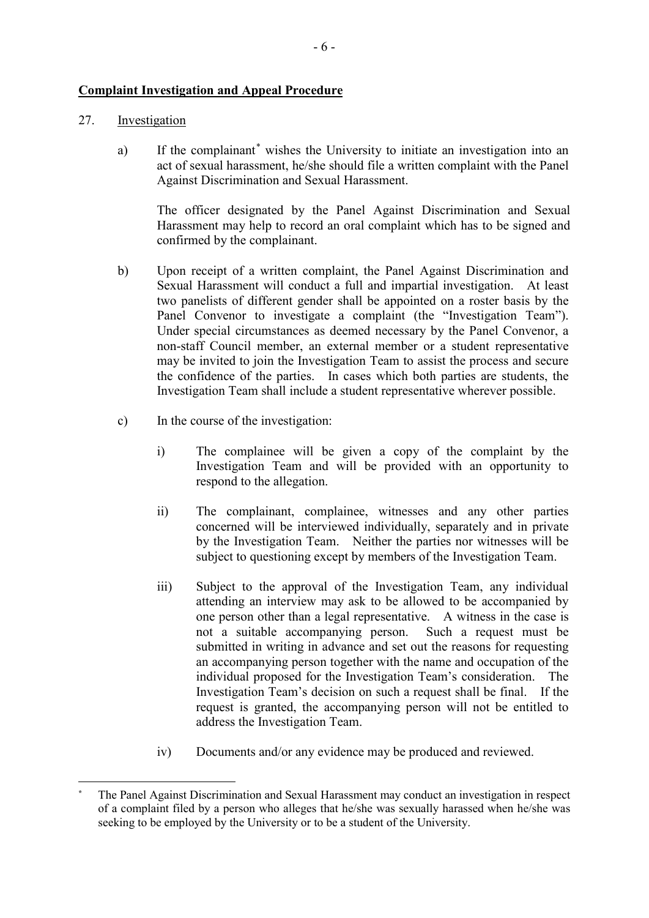**Complaint Investigation and Appeal Procedure**

27. Investigation

a) If the complainant* wishes the University to initiate an investigation into an act of sexual harassment, he/she should file a written complaint with the Panel Against Discrimination and Sexual Harassment.

   The officer designated by the Panel Against Discrimination and Sexual Harassment may help to record an oral complaint which has to be signed and confirmed by the complainant.

b) Upon receipt of a written complaint, the Panel Against Discrimination and Sexual Harassment will conduct a full and impartial investigation. At least two panelists of different gender shall be appointed on a roster basis by the Panel Convenor to investigate a complaint (the "Investigation Team"). Under special circumstances as deemed necessary by the Panel Convenor, a non-staff Council member, an external member or a student representative may be invited to join the Investigation Team to assist the process and secure the confidence of the parties. In cases which both parties are students, the Investigation Team shall include a student representative wherever possible.

c) In the course of the investigation:

   i) The complainee will be given a copy of the complaint by the Investigation Team and will be provided with an opportunity to respond to the allegation.

   ii) The complainant, complainee, witnesses and any other parties concerned will be interviewed individually, separately and in private by the Investigation Team. Neither the parties nor witnesses will be subject to questioning except by members of the Investigation Team.

   iii) Subject to the approval of the Investigation Team, any individual attending an interview may ask to be allowed to be accompanied by one person other than a legal representative. A witness in the case is not a suitable accompanying person. Such a request must be submitted in writing in advance and set out the reasons for requesting an accompanying person together with the name and occupation of the individual proposed for the Investigation Team's consideration. The Investigation Team's decision on such a request shall be final. If the request is granted, the accompanying person will not be entitled to address the Investigation Team.

   iv) Documents and/or any evidence may be produced and reviewed.

---

* The Panel Against Discrimination and Sexual Harassment may conduct an investigation in respect of a complaint filed by a person who alleges that he/she was sexually harassed when he/she was seeking to be employed by the University or to be a student of the University.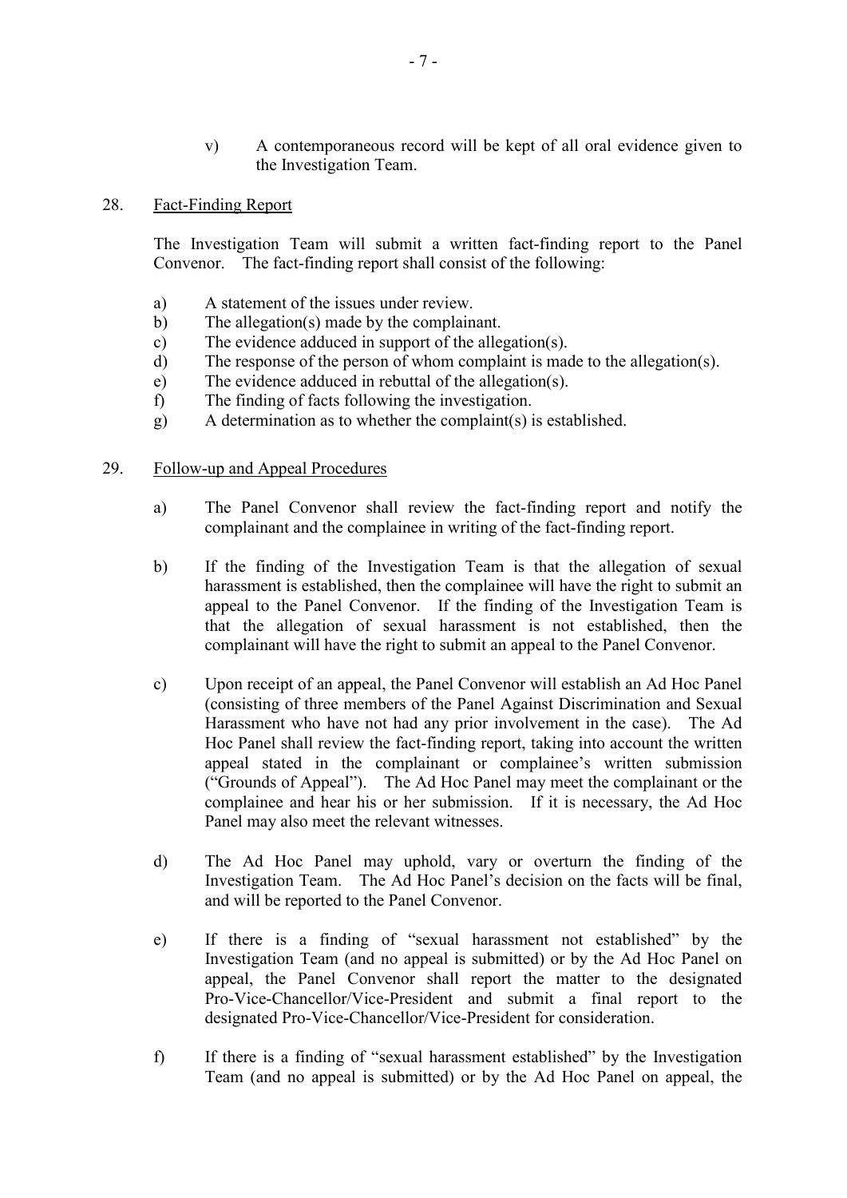v) A contemporaneous record will be kept of all oral evidence given to the Investigation Team.

28. Fact-Finding Report

The Investigation Team will submit a written fact-finding report to the Panel Convenor. The fact-finding report shall consist of the following:

a) A statement of the issues under review.
b) The allegation(s) made by the complainant.
c) The evidence adduced in support of the allegation(s).
d) The response of the person of whom complaint is made to the allegation(s).
e) The evidence adduced in rebuttal of the allegation(s).
f) The finding of facts following the investigation.
g) A determination as to whether the complaint(s) is established.

29. Follow-up and Appeal Procedures

a) The Panel Convenor shall review the fact-finding report and notify the complainant and the complainee in writing of the fact-finding report.

b) If the finding of the Investigation Team is that the allegation of sexual harassment is established, then the complainee will have the right to submit an appeal to the Panel Convenor. If the finding of the Investigation Team is that the allegation of sexual harassment is not established, then the complainant will have the right to submit an appeal to the Panel Convenor.

c) Upon receipt of an appeal, the Panel Convenor will establish an Ad Hoc Panel (consisting of three members of the Panel Against Discrimination and Sexual Harassment who have not had any prior involvement in the case). The Ad Hoc Panel shall review the fact-finding report, taking into account the written appeal stated in the complainant or complainee's written submission ("Grounds of Appeal"). The Ad Hoc Panel may meet the complainant or the complainee and hear his or her submission. If it is necessary, the Ad Hoc Panel may also meet the relevant witnesses.

d) The Ad Hoc Panel may uphold, vary or overturn the finding of the Investigation Team. The Ad Hoc Panel's decision on the facts will be final, and will be reported to the Panel Convenor.

e) If there is a finding of "sexual harassment not established" by the Investigation Team (and no appeal is submitted) or by the Ad Hoc Panel on appeal, the Panel Convenor shall report the matter to the designated Pro-Vice-Chancellor/Vice-President and submit a final report to the designated Pro-Vice-Chancellor/Vice-President for consideration.

f) If there is a finding of "sexual harassment established" by the Investigation Team (and no appeal is submitted) or by the Ad Hoc Panel on appeal, the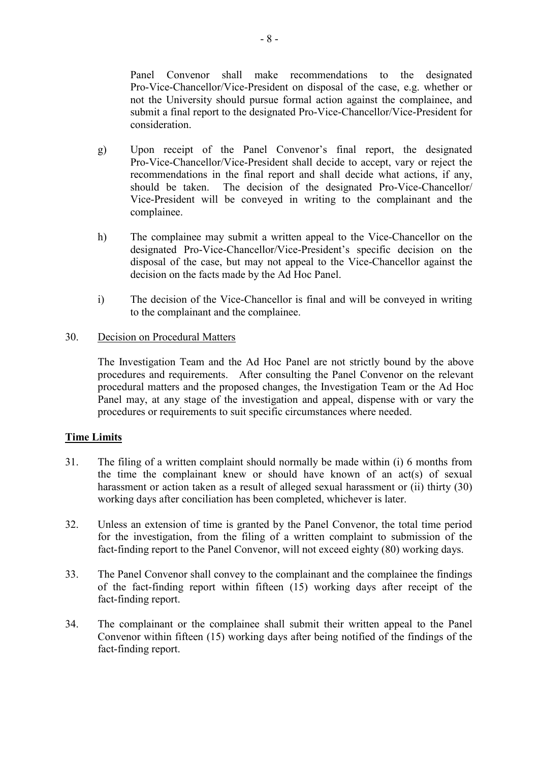Panel Convenor shall make recommendations to the designated Pro-Vice-Chancellor/Vice-President on disposal of the case, e.g. whether or not the University should pursue formal action against the complainee, and submit a final report to the designated Pro-Vice-Chancellor/Vice-President for consideration.

g) Upon receipt of the Panel Convenor's final report, the designated Pro-Vice-Chancellor/Vice-President shall decide to accept, vary or reject the recommendations in the final report and shall decide what actions, if any, should be taken. The decision of the designated Pro-Vice-Chancellor/ Vice-President will be conveyed in writing to the complainant and the complainee.

h) The complainee may submit a written appeal to the Vice-Chancellor on the designated Pro-Vice-Chancellor/Vice-President's specific decision on the disposal of the case, but may not appeal to the Vice-Chancellor against the decision on the facts made by the Ad Hoc Panel.

i) The decision of the Vice-Chancellor is final and will be conveyed in writing to the complainant and the complainee.

30. Decision on Procedural Matters

The Investigation Team and the Ad Hoc Panel are not strictly bound by the above procedures and requirements. After consulting the Panel Convenor on the relevant procedural matters and the proposed changes, the Investigation Team or the Ad Hoc Panel may, at any stage of the investigation and appeal, dispense with or vary the procedures or requirements to suit specific circumstances where needed.

**Time Limits**

31. The filing of a written complaint should normally be made within (i) 6 months from the time the complainant knew or should have known of an act(s) of sexual harassment or action taken as a result of alleged sexual harassment or (ii) thirty (30) working days after conciliation has been completed, whichever is later.

32. Unless an extension of time is granted by the Panel Convenor, the total time period for the investigation, from the filing of a written complaint to submission of the fact-finding report to the Panel Convenor, will not exceed eighty (80) working days.

33. The Panel Convenor shall convey to the complainant and the complainee the findings of the fact-finding report within fifteen (15) working days after receipt of the fact-finding report.

34. The complainant or the complainee shall submit their written appeal to the Panel Convenor within fifteen (15) working days after being notified of the findings of the fact-finding report.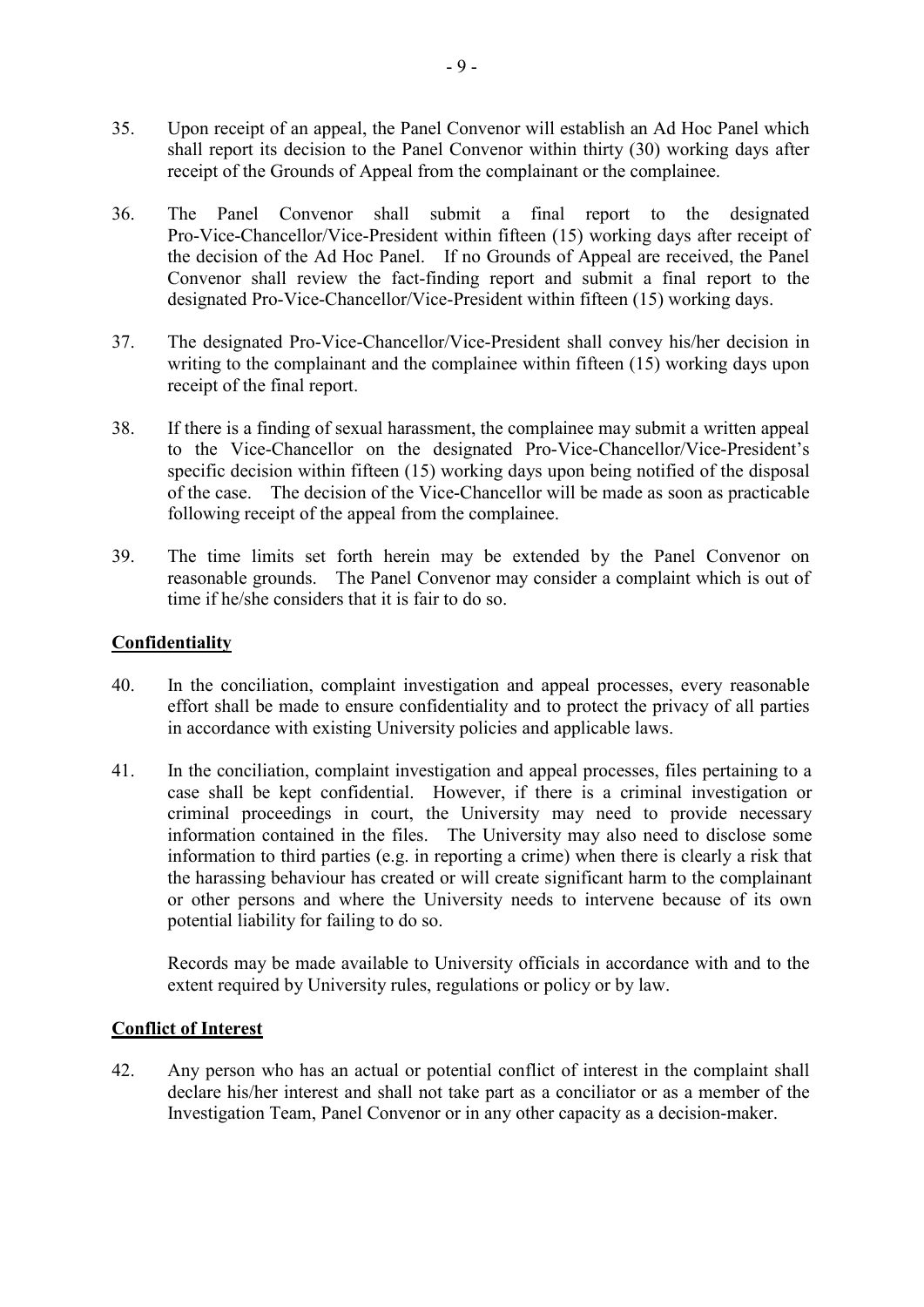35. Upon receipt of an appeal, the Panel Convenor will establish an Ad Hoc Panel which shall report its decision to the Panel Convenor within thirty (30) working days after receipt of the Grounds of Appeal from the complainant or the complainee.

36. The Panel Convenor shall submit a final report to the designated Pro-Vice-Chancellor/Vice-President within fifteen (15) working days after receipt of the decision of the Ad Hoc Panel. If no Grounds of Appeal are received, the Panel Convenor shall review the fact-finding report and submit a final report to the designated Pro-Vice-Chancellor/Vice-President within fifteen (15) working days.

37. The designated Pro-Vice-Chancellor/Vice-President shall convey his/her decision in writing to the complainant and the complainee within fifteen (15) working days upon receipt of the final report.

38. If there is a finding of sexual harassment, the complainee may submit a written appeal to the Vice-Chancellor on the designated Pro-Vice-Chancellor/Vice-President's specific decision within fifteen (15) working days upon being notified of the disposal of the case. The decision of the Vice-Chancellor will be made as soon as practicable following receipt of the appeal from the complainee.

39. The time limits set forth herein may be extended by the Panel Convenor on reasonable grounds. The Panel Convenor may consider a complaint which is out of time if he/she considers that it is fair to do so.

## Confidentiality

40. In the conciliation, complaint investigation and appeal processes, every reasonable effort shall be made to ensure confidentiality and to protect the privacy of all parties in accordance with existing University policies and applicable laws.

41. In the conciliation, complaint investigation and appeal processes, files pertaining to a case shall be kept confidential. However, if there is a criminal investigation or criminal proceedings in court, the University may need to provide necessary information contained in the files. The University may also need to disclose some information to third parties (e.g. in reporting a crime) when there is clearly a risk that the harassing behaviour has created or will create significant harm to the complainant or other persons and where the University needs to intervene because of its own potential liability for failing to do so.

    Records may be made available to University officials in accordance with and to the extent required by University rules, regulations or policy or by law.

## Conflict of Interest

42. Any person who has an actual or potential conflict of interest in the complaint shall declare his/her interest and shall not take part as a conciliator or as a member of the Investigation Team, Panel Convenor or in any other capacity as a decision-maker.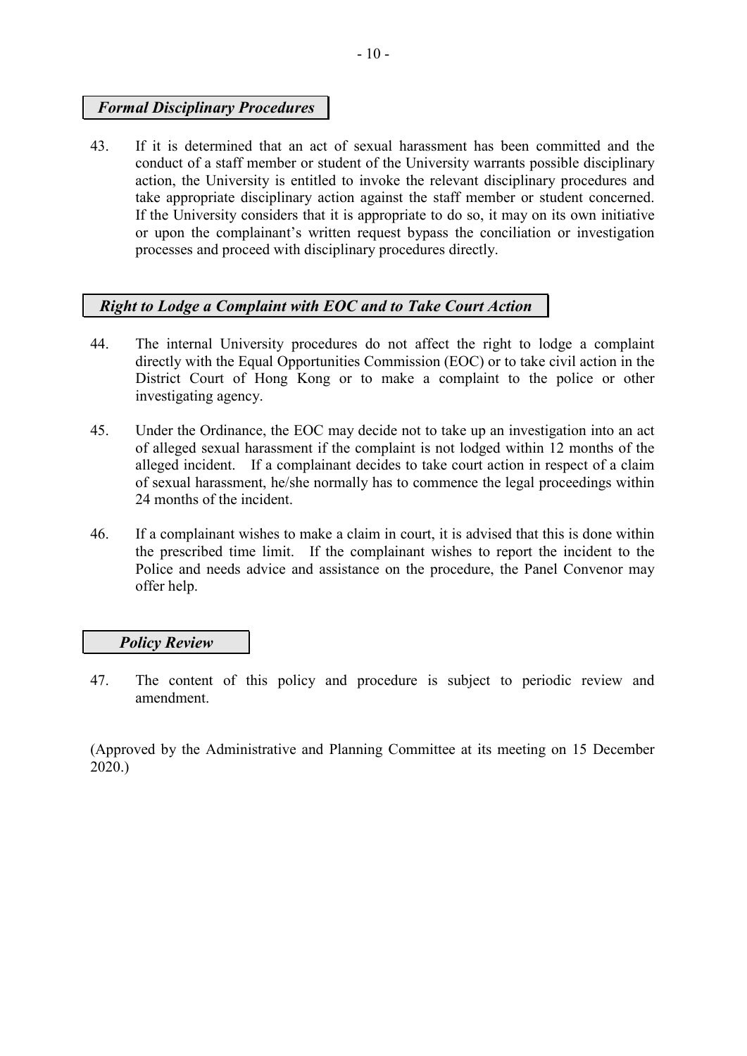### *Formal Disciplinary Procedures*

43. If it is determined that an act of sexual harassment has been committed and the conduct of a staff member or student of the University warrants possible disciplinary action, the University is entitled to invoke the relevant disciplinary procedures and take appropriate disciplinary action against the staff member or student concerned. If the University considers that it is appropriate to do so, it may on its own initiative or upon the complainant's written request bypass the conciliation or investigation processes and proceed with disciplinary procedures directly.

### *Right to Lodge a Complaint with EOC and to Take Court Action*

44. The internal University procedures do not affect the right to lodge a complaint directly with the Equal Opportunities Commission (EOC) or to take civil action in the District Court of Hong Kong or to make a complaint to the police or other investigating agency.

45. Under the Ordinance, the EOC may decide not to take up an investigation into an act of alleged sexual harassment if the complaint is not lodged within 12 months of the alleged incident. If a complainant decides to take court action in respect of a claim of sexual harassment, he/she normally has to commence the legal proceedings within 24 months of the incident.

46. If a complainant wishes to make a claim in court, it is advised that this is done within the prescribed time limit. If the complainant wishes to report the incident to the Police and needs advice and assistance on the procedure, the Panel Convenor may offer help.

### *Policy Review*

47. The content of this policy and procedure is subject to periodic review and amendment.

(Approved by the Administrative and Planning Committee at its meeting on 15 December 2020.)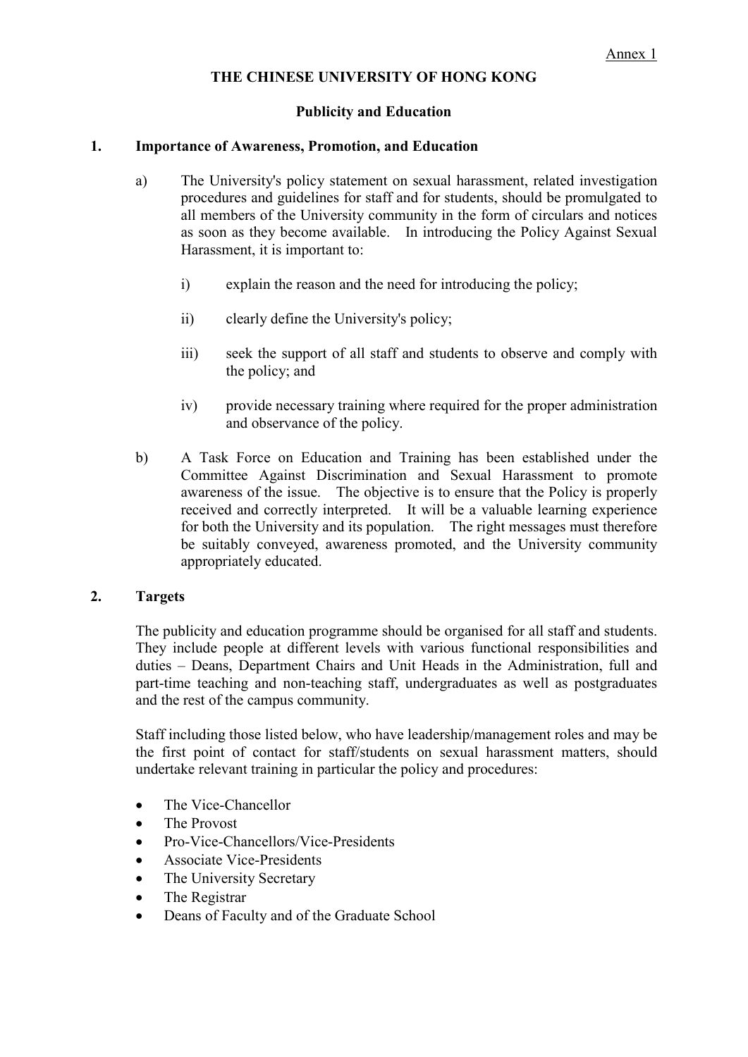Annex 1

**THE CHINESE UNIVERSITY OF HONG KONG**

**Publicity and Education**

**1. Importance of Awareness, Promotion, and Education**

a) The University's policy statement on sexual harassment, related investigation procedures and guidelines for staff and for students, should be promulgated to all members of the University community in the form of circulars and notices as soon as they become available. In introducing the Policy Against Sexual Harassment, it is important to:

   i) explain the reason and the need for introducing the policy;

   ii) clearly define the University's policy;

   iii) seek the support of all staff and students to observe and comply with the policy; and

   iv) provide necessary training where required for the proper administration and observance of the policy.

b) A Task Force on Education and Training has been established under the Committee Against Discrimination and Sexual Harassment to promote awareness of the issue. The objective is to ensure that the Policy is properly received and correctly interpreted. It will be a valuable learning experience for both the University and its population. The right messages must therefore be suitably conveyed, awareness promoted, and the University community appropriately educated.

**2. Targets**

The publicity and education programme should be organised for all staff and students. They include people at different levels with various functional responsibilities and duties – Deans, Department Chairs and Unit Heads in the Administration, full and part-time teaching and non-teaching staff, undergraduates as well as postgraduates and the rest of the campus community.

Staff including those listed below, who have leadership/management roles and may be the first point of contact for staff/students on sexual harassment matters, should undertake relevant training in particular the policy and procedures:

- The Vice-Chancellor
- The Provost
- Pro-Vice-Chancellors/Vice-Presidents
- Associate Vice-Presidents
- The University Secretary
- The Registrar
- Deans of Faculty and of the Graduate School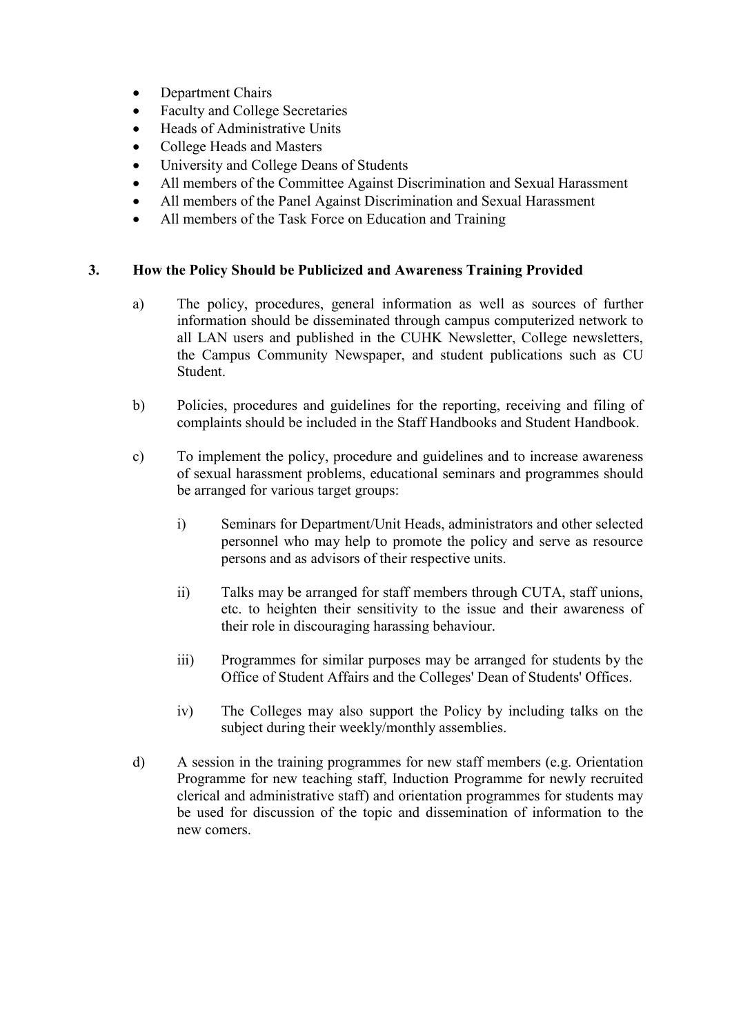- Department Chairs
- Faculty and College Secretaries
- Heads of Administrative Units
- College Heads and Masters
- University and College Deans of Students
- All members of the Committee Against Discrimination and Sexual Harassment
- All members of the Panel Against Discrimination and Sexual Harassment
- All members of the Task Force on Education and Training

## 3. How the Policy Should be Publicized and Awareness Training Provided

a) The policy, procedures, general information as well as sources of further information should be disseminated through campus computerized network to all LAN users and published in the CUHK Newsletter, College newsletters, the Campus Community Newspaper, and student publications such as CU Student.

b) Policies, procedures and guidelines for the reporting, receiving and filing of complaints should be included in the Staff Handbooks and Student Handbook.

c) To implement the policy, procedure and guidelines and to increase awareness of sexual harassment problems, educational seminars and programmes should be arranged for various target groups:

   i) Seminars for Department/Unit Heads, administrators and other selected personnel who may help to promote the policy and serve as resource persons and as advisors of their respective units.

   ii) Talks may be arranged for staff members through CUTA, staff unions, etc. to heighten their sensitivity to the issue and their awareness of their role in discouraging harassing behaviour.

   iii) Programmes for similar purposes may be arranged for students by the Office of Student Affairs and the Colleges' Dean of Students' Offices.

   iv) The Colleges may also support the Policy by including talks on the subject during their weekly/monthly assemblies.

d) A session in the training programmes for new staff members (e.g. Orientation Programme for new teaching staff, Induction Programme for newly recruited clerical and administrative staff) and orientation programmes for students may be used for discussion of the topic and dissemination of information to the new comers.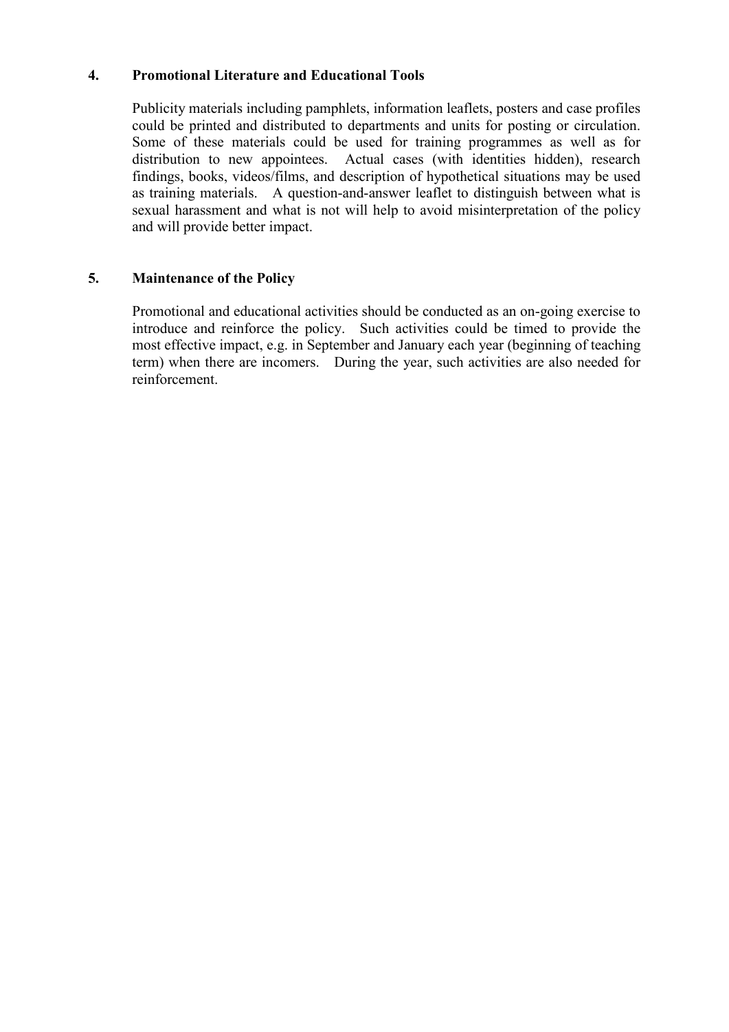## 4. Promotional Literature and Educational Tools

Publicity materials including pamphlets, information leaflets, posters and case profiles could be printed and distributed to departments and units for posting or circulation. Some of these materials could be used for training programmes as well as for distribution to new appointees. Actual cases (with identities hidden), research findings, books, videos/films, and description of hypothetical situations may be used as training materials. A question-and-answer leaflet to distinguish between what is sexual harassment and what is not will help to avoid misinterpretation of the policy and will provide better impact.

## 5. Maintenance of the Policy

Promotional and educational activities should be conducted as an on-going exercise to introduce and reinforce the policy. Such activities could be timed to provide the most effective impact, e.g. in September and January each year (beginning of teaching term) when there are incomers. During the year, such activities are also needed for reinforcement.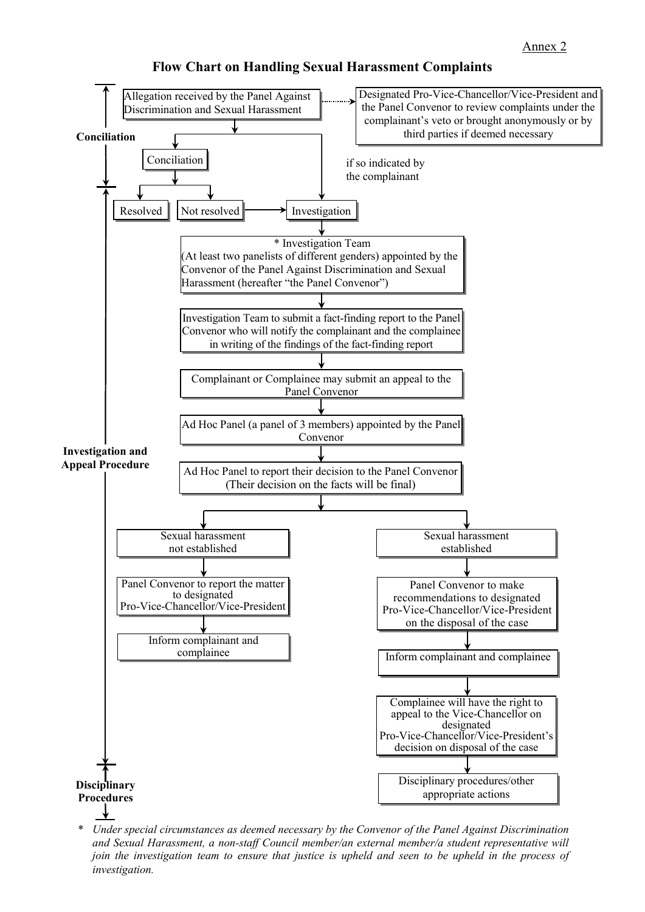Annex 2

# Flow Chart on Handling Sexual Harassment Complaints

**Conciliation**

- Allegation received by the Panel Against Discrimination and Sexual Harassment
  - (dotted link) → Designated Pro-Vice-Chancellor/Vice-President and the Panel Convenor to review complaints under the complainant's veto or brought anonymously or by third parties if deemed necessary
  - → Conciliation
    - → Resolved
    - → Not resolved → Investigation
  - → Investigation (if so indicated by the complainant)

**Investigation and Appeal Procedure**

1. Investigation
2. \* Investigation Team (At least two panelists of different genders) appointed by the Convenor of the Panel Against Discrimination and Sexual Harassment (hereafter "the Panel Convenor")
3. Investigation Team to submit a fact-finding report to the Panel Convenor who will notify the complainant and the complainee in writing of the findings of the fact-finding report
4. Complainant or Complainee may submit an appeal to the Panel Convenor
5. Ad Hoc Panel (a panel of 3 members) appointed by the Panel Convenor
6. Ad Hoc Panel to report their decision to the Panel Convenor (Their decision on the facts will be final)

- Sexual harassment not established
  - → Panel Convenor to report the matter to designated Pro-Vice-Chancellor/Vice-President
  - → Inform complainant and complainee
- Sexual harassment established
  - → Panel Convenor to make recommendations to designated Pro-Vice-Chancellor/Vice-President on the disposal of the case
  - → Inform complainant and complainee
  - → Complainee will have the right to appeal to the Vice-Chancellor on designated Pro-Vice-Chancellor/Vice-President's decision on disposal of the case

**Disciplinary Procedures**

- → Disciplinary procedures/other appropriate actions

\* *Under special circumstances as deemed necessary by the Convenor of the Panel Against Discrimination and Sexual Harassment, a non-staff Council member/an external member/a student representative will join the investigation team to ensure that justice is upheld and seen to be upheld in the process of investigation.*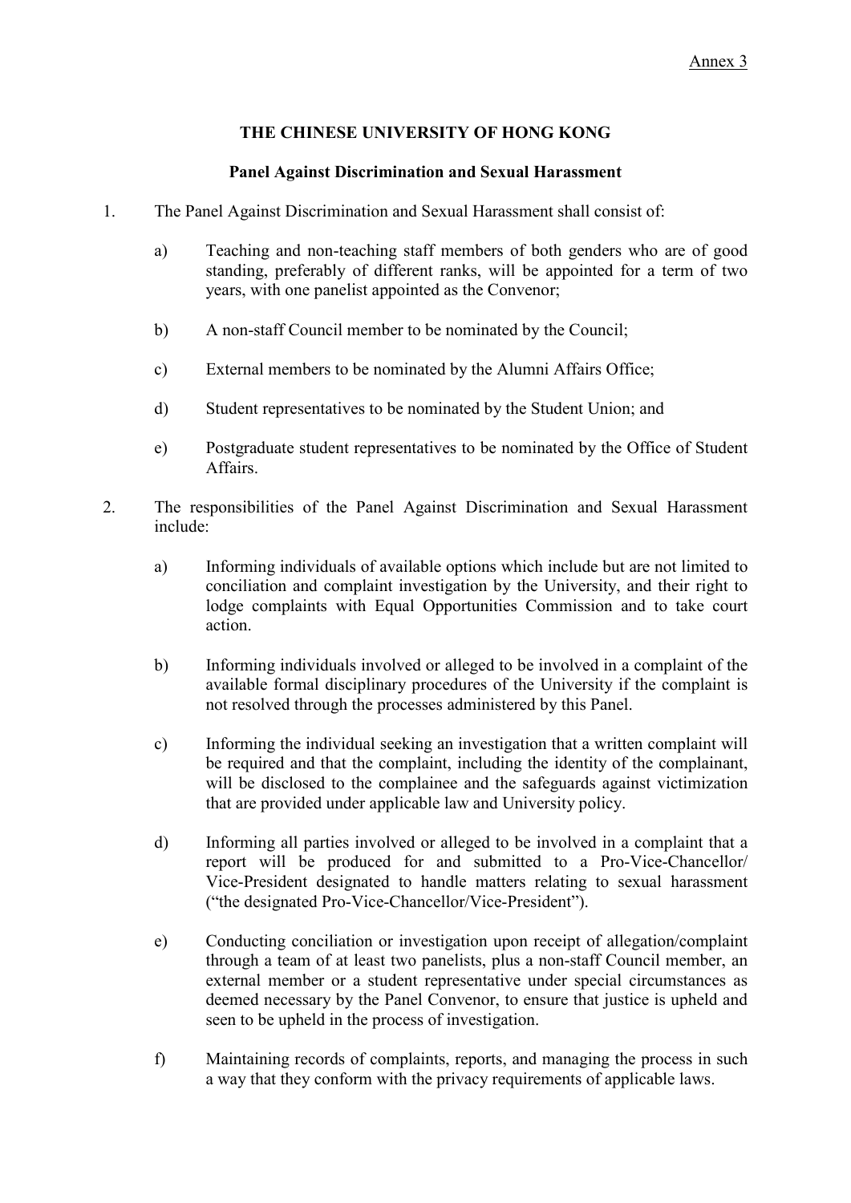Annex 3

**THE CHINESE UNIVERSITY OF HONG KONG**

**Panel Against Discrimination and Sexual Harassment**

1. The Panel Against Discrimination and Sexual Harassment shall consist of:

   a) Teaching and non-teaching staff members of both genders who are of good standing, preferably of different ranks, will be appointed for a term of two years, with one panelist appointed as the Convenor;

   b) A non-staff Council member to be nominated by the Council;

   c) External members to be nominated by the Alumni Affairs Office;

   d) Student representatives to be nominated by the Student Union; and

   e) Postgraduate student representatives to be nominated by the Office of Student Affairs.

2. The responsibilities of the Panel Against Discrimination and Sexual Harassment include:

   a) Informing individuals of available options which include but are not limited to conciliation and complaint investigation by the University, and their right to lodge complaints with Equal Opportunities Commission and to take court action.

   b) Informing individuals involved or alleged to be involved in a complaint of the available formal disciplinary procedures of the University if the complaint is not resolved through the processes administered by this Panel.

   c) Informing the individual seeking an investigation that a written complaint will be required and that the complaint, including the identity of the complainant, will be disclosed to the complainee and the safeguards against victimization that are provided under applicable law and University policy.

   d) Informing all parties involved or alleged to be involved in a complaint that a report will be produced for and submitted to a Pro-Vice-Chancellor/ Vice-President designated to handle matters relating to sexual harassment ("the designated Pro-Vice-Chancellor/Vice-President").

   e) Conducting conciliation or investigation upon receipt of allegation/complaint through a team of at least two panelists, plus a non-staff Council member, an external member or a student representative under special circumstances as deemed necessary by the Panel Convenor, to ensure that justice is upheld and seen to be upheld in the process of investigation.

   f) Maintaining records of complaints, reports, and managing the process in such a way that they conform with the privacy requirements of applicable laws.